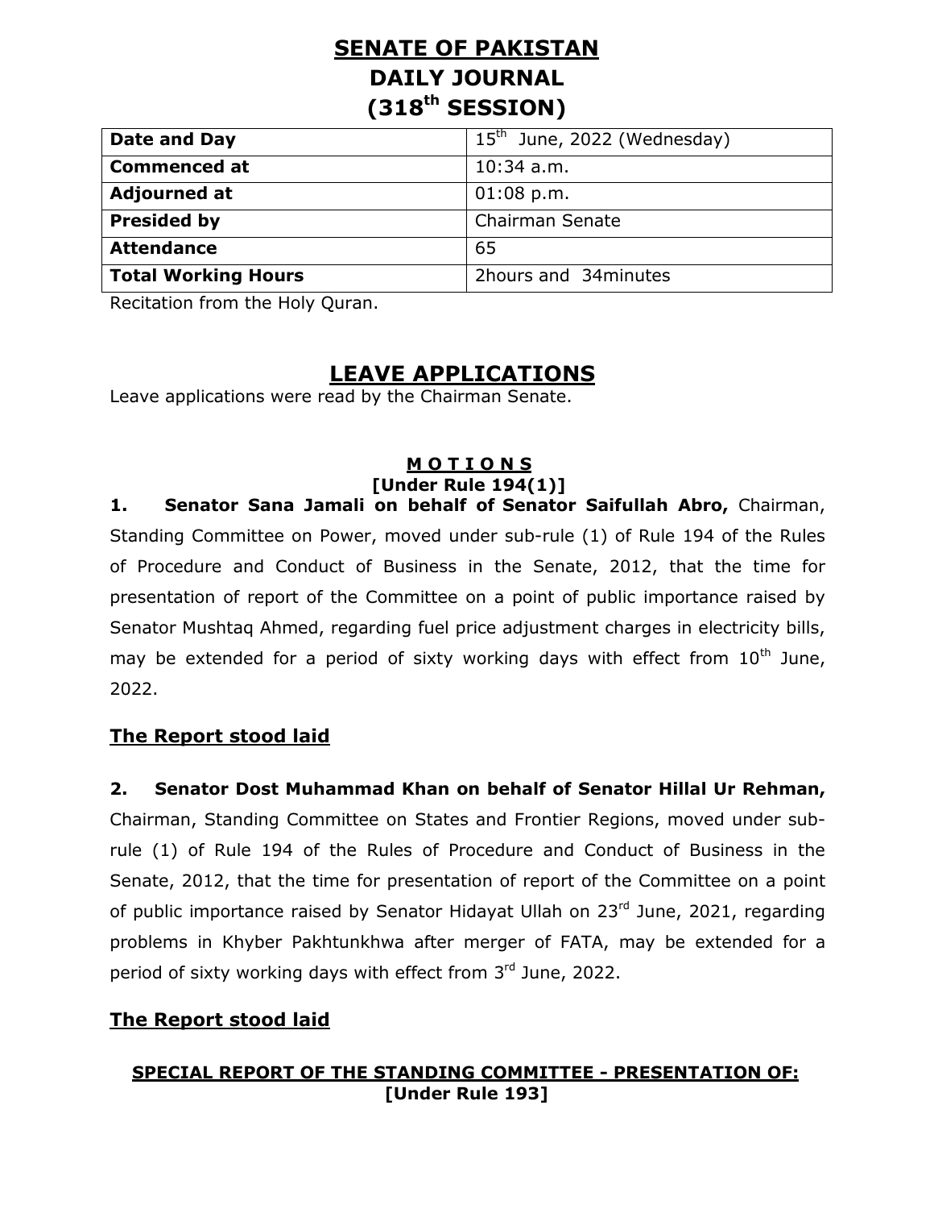# SENATE OF PAKISTAN
# DAILY JOURNAL
# (318th SESSION)

| **Date and Day** | 15th June, 2022 (Wednesday) |
|---|---|
| **Commenced at** | 10:34 a.m. |
| **Adjourned at** | 01:08 p.m. |
| **Presided by** | Chairman Senate |
| **Attendance** | 65 |
| **Total Working Hours** | 2hours and 34minutes |

Recitation from the Holy Quran.

## LEAVE APPLICATIONS

Leave applications were read by the Chairman Senate.

### M O T I O N S
### [Under Rule 194(1)]

**1. Senator Sana Jamali on behalf of Senator Saifullah Abro,** Chairman, Standing Committee on Power, moved under sub-rule (1) of Rule 194 of the Rules of Procedure and Conduct of Business in the Senate, 2012, that the time for presentation of report of the Committee on a point of public importance raised by Senator Mushtaq Ahmed, regarding fuel price adjustment charges in electricity bills, may be extended for a period of sixty working days with effect from 10th June, 2022.

**The Report stood laid**

**2. Senator Dost Muhammad Khan on behalf of Senator Hillal Ur Rehman,** Chairman, Standing Committee on States and Frontier Regions, moved under sub-rule (1) of Rule 194 of the Rules of Procedure and Conduct of Business in the Senate, 2012, that the time for presentation of report of the Committee on a point of public importance raised by Senator Hidayat Ullah on 23rd June, 2021, regarding problems in Khyber Pakhtunkhwa after merger of FATA, may be extended for a period of sixty working days with effect from 3rd June, 2022.

**The Report stood laid**

### SPECIAL REPORT OF THE STANDING COMMITTEE - PRESENTATION OF:
### [Under Rule 193]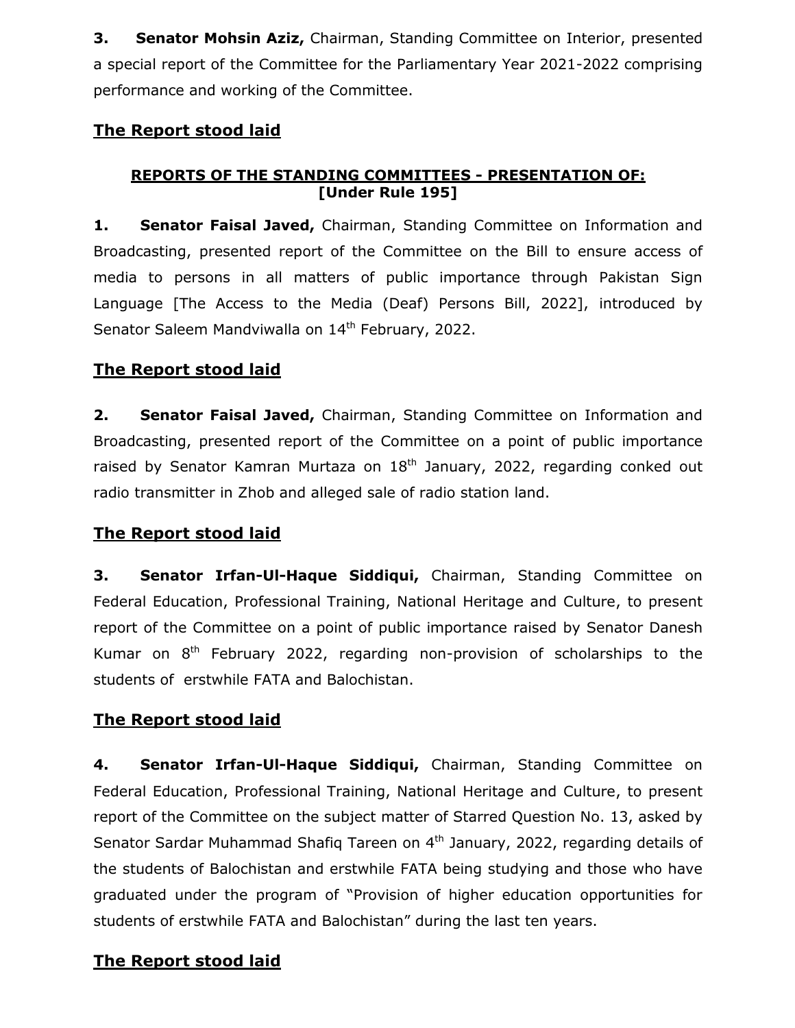**3. Senator Mohsin Aziz,** Chairman, Standing Committee on Interior, presented a special report of the Committee for the Parliamentary Year 2021-2022 comprising performance and working of the Committee.

**The Report stood laid**

**REPORTS OF THE STANDING COMMITTEES - PRESENTATION OF:**
**[Under Rule 195]**

**1. Senator Faisal Javed,** Chairman, Standing Committee on Information and Broadcasting, presented report of the Committee on the Bill to ensure access of media to persons in all matters of public importance through Pakistan Sign Language [The Access to the Media (Deaf) Persons Bill, 2022], introduced by Senator Saleem Mandviwalla on 14th February, 2022.

**The Report stood laid**

**2. Senator Faisal Javed,** Chairman, Standing Committee on Information and Broadcasting, presented report of the Committee on a point of public importance raised by Senator Kamran Murtaza on 18th January, 2022, regarding conked out radio transmitter in Zhob and alleged sale of radio station land.

**The Report stood laid**

**3. Senator Irfan-Ul-Haque Siddiqui,** Chairman, Standing Committee on Federal Education, Professional Training, National Heritage and Culture, to present report of the Committee on a point of public importance raised by Senator Danesh Kumar on 8th February 2022, regarding non-provision of scholarships to the students of erstwhile FATA and Balochistan.

**The Report stood laid**

**4. Senator Irfan-Ul-Haque Siddiqui,** Chairman, Standing Committee on Federal Education, Professional Training, National Heritage and Culture, to present report of the Committee on the subject matter of Starred Question No. 13, asked by Senator Sardar Muhammad Shafiq Tareen on 4th January, 2022, regarding details of the students of Balochistan and erstwhile FATA being studying and those who have graduated under the program of "Provision of higher education opportunities for students of erstwhile FATA and Balochistan" during the last ten years.

**The Report stood laid**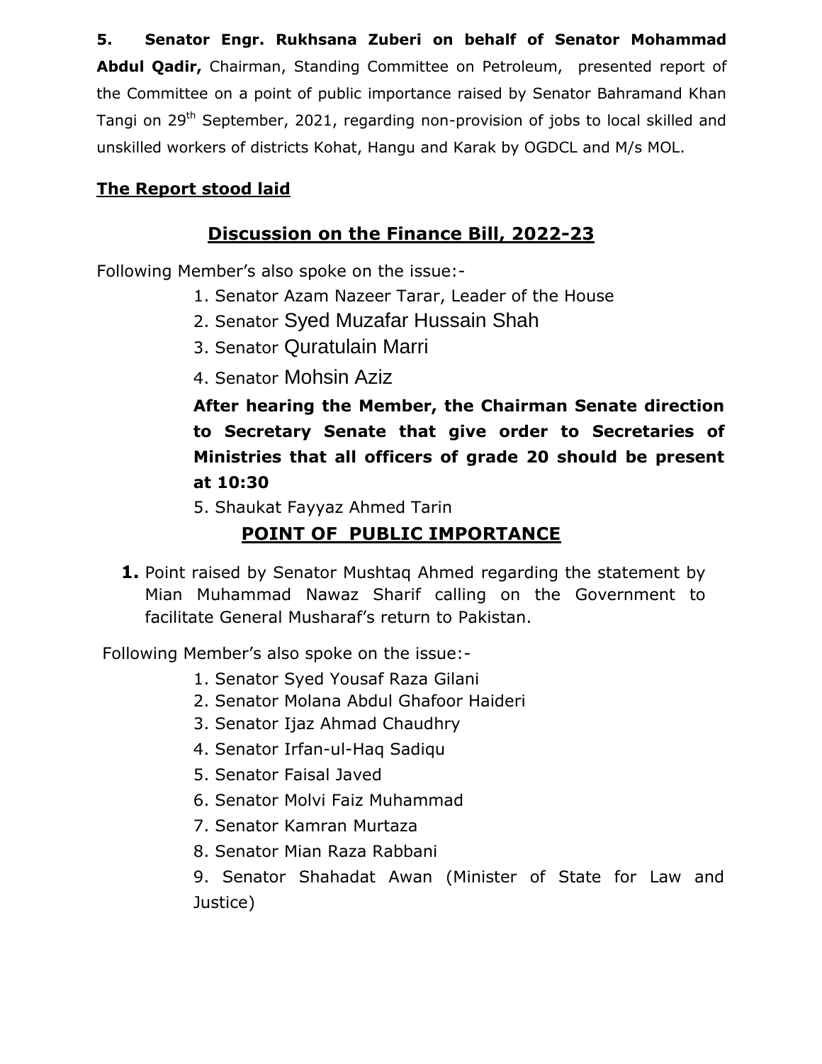**5. Senator Engr. Rukhsana Zuberi on behalf of Senator Mohammad Abdul Qadir,** Chairman, Standing Committee on Petroleum, presented report of the Committee on a point of public importance raised by Senator Bahramand Khan Tangi on 29th September, 2021, regarding non-provision of jobs to local skilled and unskilled workers of districts Kohat, Hangu and Karak by OGDCL and M/s MOL.

**<u>The Report stood laid</u>**

## <u>Discussion on the Finance Bill, 2022-23</u>

Following Member's also spoke on the issue:-

1. Senator Azam Nazeer Tarar, Leader of the House
2. Senator Syed Muzafar Hussain Shah
3. Senator Quratulain Marri
4. Senator Mohsin Aziz

   **After hearing the Member, the Chairman Senate direction to Secretary Senate that give order to Secretaries of Ministries that all officers of grade 20 should be present at 10:30**

5. Shaukat Fayyaz Ahmed Tarin

## <u>POINT OF PUBLIC IMPORTANCE</u>

1. Point raised by Senator Mushtaq Ahmed regarding the statement by Mian Muhammad Nawaz Sharif calling on the Government to facilitate General Musharaf's return to Pakistan.

Following Member's also spoke on the issue:-

1. Senator Syed Yousaf Raza Gilani
2. Senator Molana Abdul Ghafoor Haideri
3. Senator Ijaz Ahmad Chaudhry
4. Senator Irfan-ul-Haq Sadiqu
5. Senator Faisal Javed
6. Senator Molvi Faiz Muhammad
7. Senator Kamran Murtaza
8. Senator Mian Raza Rabbani
9. Senator Shahadat Awan (Minister of State for Law and Justice)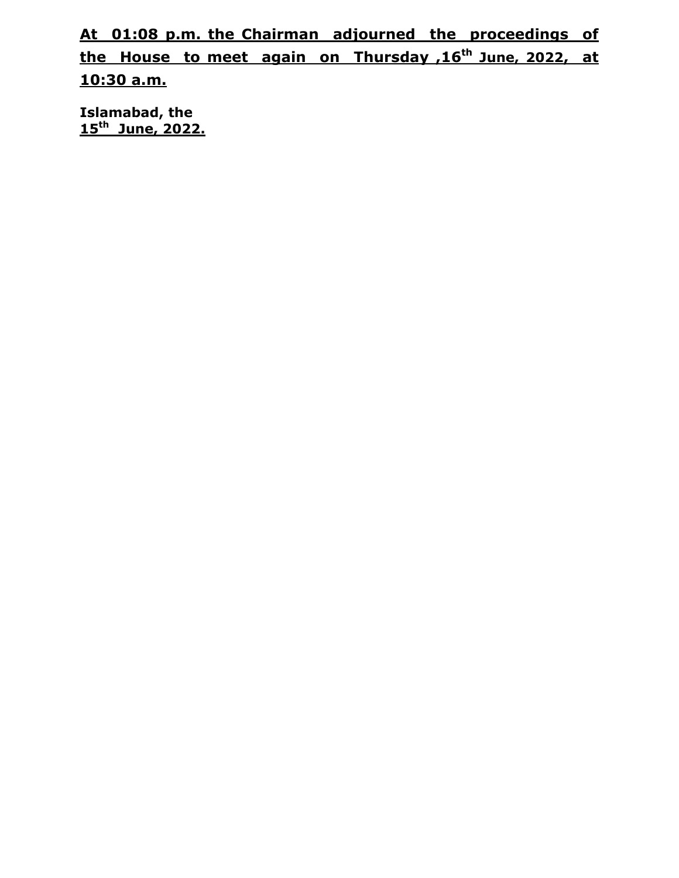**At 01:08 p.m. the Chairman adjourned the proceedings of the House to meet again on Thursday ,16th June, 2022, at 10:30 a.m.**

**Islamabad, the**
**15th June, 2022.**